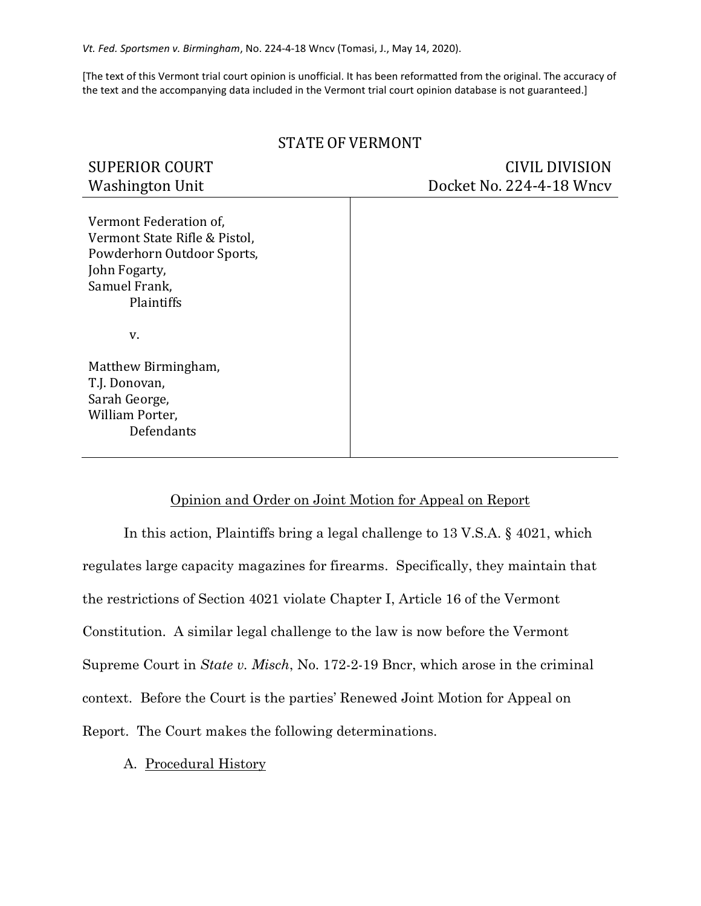*Vt. Fed. Sportsmen v. Birmingham*, No. 224-4-18 Wncv (Tomasi, J., May 14, 2020).

[The text of this Vermont trial court opinion is unofficial. It has been reformatted from the original. The accuracy of the text and the accompanying data included in the Vermont trial court opinion database is not guaranteed.]

STATE OF VERMONT

| SUPERIOR COURT<br>Washington Unit | CIVIL DIVISION<br>Docket No. 224-4-18 Wncv |
|---|---|
| Vermont Federation of,<br>Vermont State Rifle & Pistol,<br>Powderhorn Outdoor Sports,<br>John Fogarty,<br>Samuel Frank,<br>Plaintiffs<br><br>v.<br><br>Matthew Birmingham,<br>T.J. Donovan,<br>Sarah George,<br>William Porter,<br>Defendants | |

Opinion and Order on Joint Motion for Appeal on Report

In this action, Plaintiffs bring a legal challenge to 13 V.S.A. § 4021, which regulates large capacity magazines for firearms. Specifically, they maintain that the restrictions of Section 4021 violate Chapter I, Article 16 of the Vermont Constitution. A similar legal challenge to the law is now before the Vermont Supreme Court in *State v. Misch*, No. 172-2-19 Bncr, which arose in the criminal context. Before the Court is the parties' Renewed Joint Motion for Appeal on Report. The Court makes the following determinations.

A. Procedural History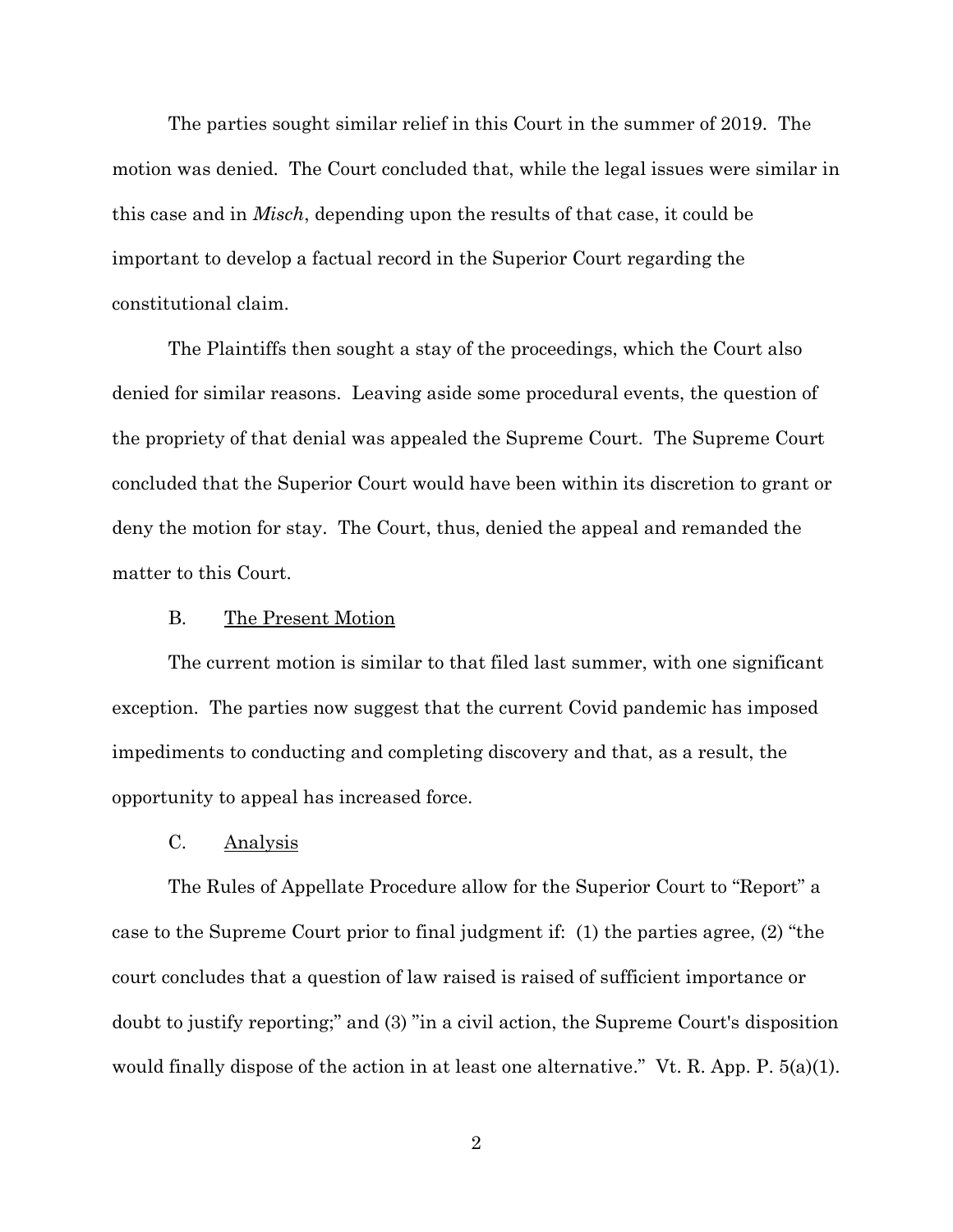The parties sought similar relief in this Court in the summer of 2019. The motion was denied. The Court concluded that, while the legal issues were similar in this case and in *Misch*, depending upon the results of that case, it could be important to develop a factual record in the Superior Court regarding the constitutional claim.

The Plaintiffs then sought a stay of the proceedings, which the Court also denied for similar reasons. Leaving aside some procedural events, the question of the propriety of that denial was appealed the Supreme Court. The Supreme Court concluded that the Superior Court would have been within its discretion to grant or deny the motion for stay. The Court, thus, denied the appeal and remanded the matter to this Court.

B. <u>The Present Motion</u>

The current motion is similar to that filed last summer, with one significant exception. The parties now suggest that the current Covid pandemic has imposed impediments to conducting and completing discovery and that, as a result, the opportunity to appeal has increased force.

C. <u>Analysis</u>

The Rules of Appellate Procedure allow for the Superior Court to "Report" a case to the Supreme Court prior to final judgment if: (1) the parties agree, (2) "the court concludes that a question of law raised is raised of sufficient importance or doubt to justify reporting;" and (3) "in a civil action, the Supreme Court's disposition would finally dispose of the action in at least one alternative." Vt. R. App. P. 5(a)(1).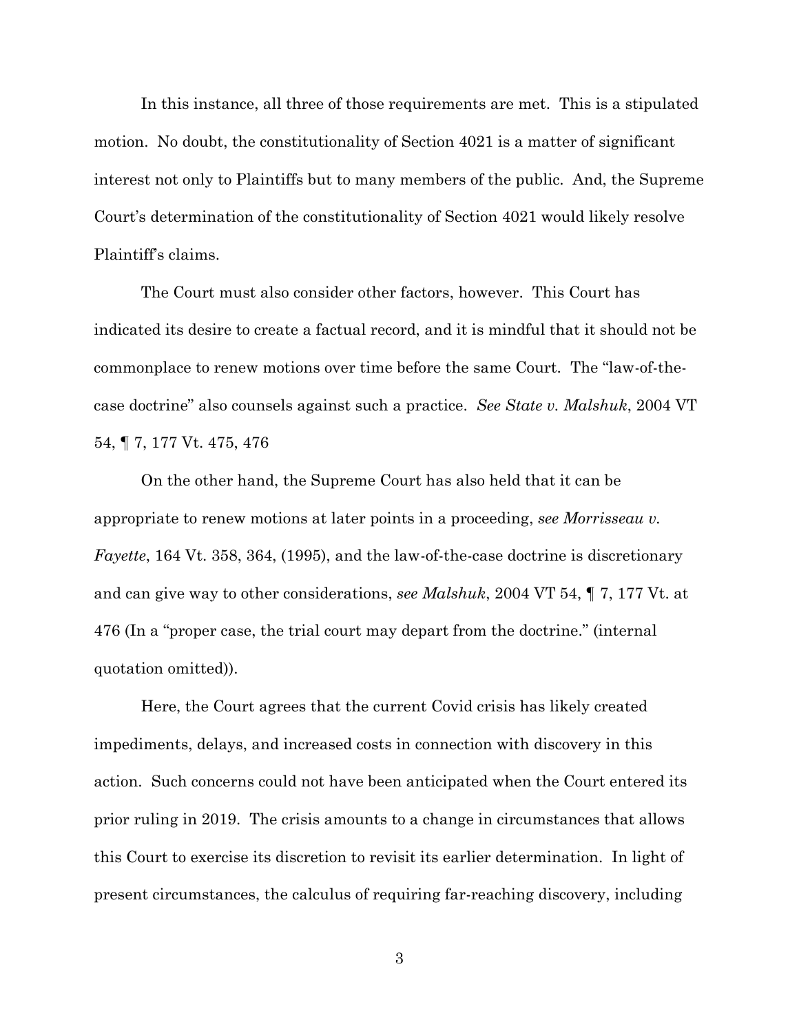In this instance, all three of those requirements are met. This is a stipulated motion. No doubt, the constitutionality of Section 4021 is a matter of significant interest not only to Plaintiffs but to many members of the public. And, the Supreme Court's determination of the constitutionality of Section 4021 would likely resolve Plaintiff's claims.

The Court must also consider other factors, however. This Court has indicated its desire to create a factual record, and it is mindful that it should not be commonplace to renew motions over time before the same Court. The "law-of-the-case doctrine" also counsels against such a practice. *See State v. Malshuk*, 2004 VT 54, ¶ 7, 177 Vt. 475, 476

On the other hand, the Supreme Court has also held that it can be appropriate to renew motions at later points in a proceeding, *see Morrisseau v. Fayette*, 164 Vt. 358, 364, (1995), and the law-of-the-case doctrine is discretionary and can give way to other considerations, *see Malshuk*, 2004 VT 54, ¶ 7, 177 Vt. at 476 (In a "proper case, the trial court may depart from the doctrine." (internal quotation omitted)).

Here, the Court agrees that the current Covid crisis has likely created impediments, delays, and increased costs in connection with discovery in this action. Such concerns could not have been anticipated when the Court entered its prior ruling in 2019. The crisis amounts to a change in circumstances that allows this Court to exercise its discretion to revisit its earlier determination. In light of present circumstances, the calculus of requiring far-reaching discovery, including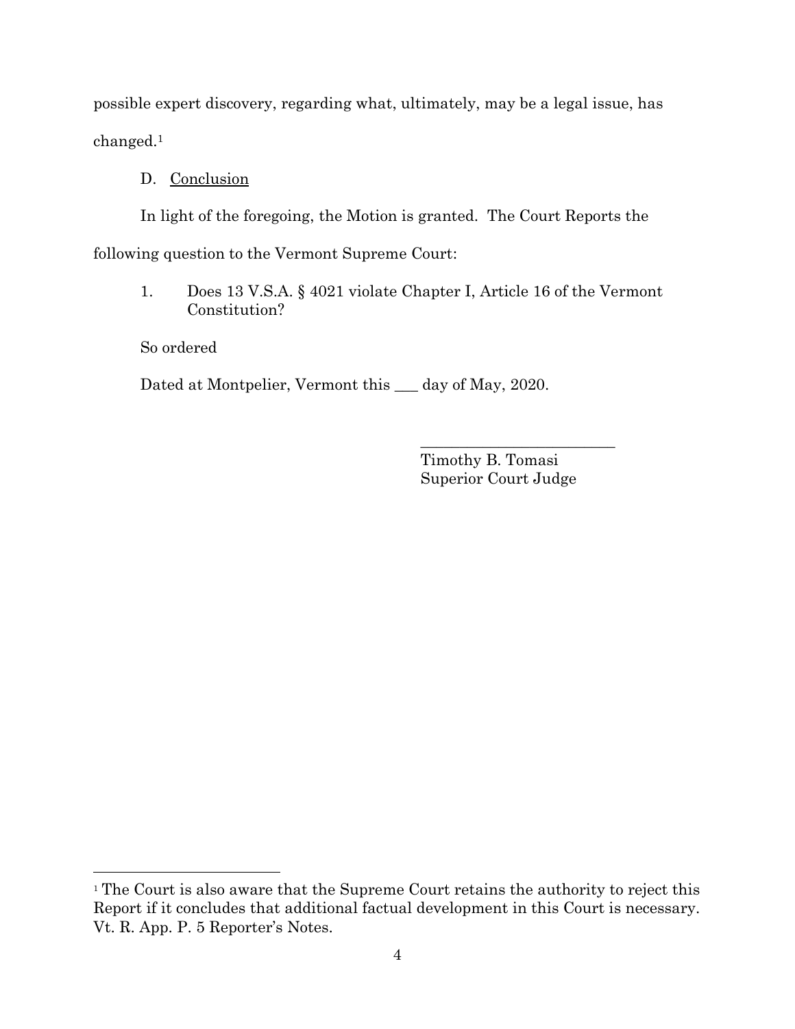possible expert discovery, regarding what, ultimately, may be a legal issue, has changed.[1]

D. Conclusion

In light of the foregoing, the Motion is granted. The Court Reports the following question to the Vermont Supreme Court:

1. Does 13 V.S.A. § 4021 violate Chapter I, Article 16 of the Vermont Constitution?

So ordered

Dated at Montpelier, Vermont this ___ day of May, 2020.

_________________________
Timothy B. Tomasi
Superior Court Judge

---

[1] The Court is also aware that the Supreme Court retains the authority to reject this Report if it concludes that additional factual development in this Court is necessary. Vt. R. App. P. 5 Reporter's Notes.